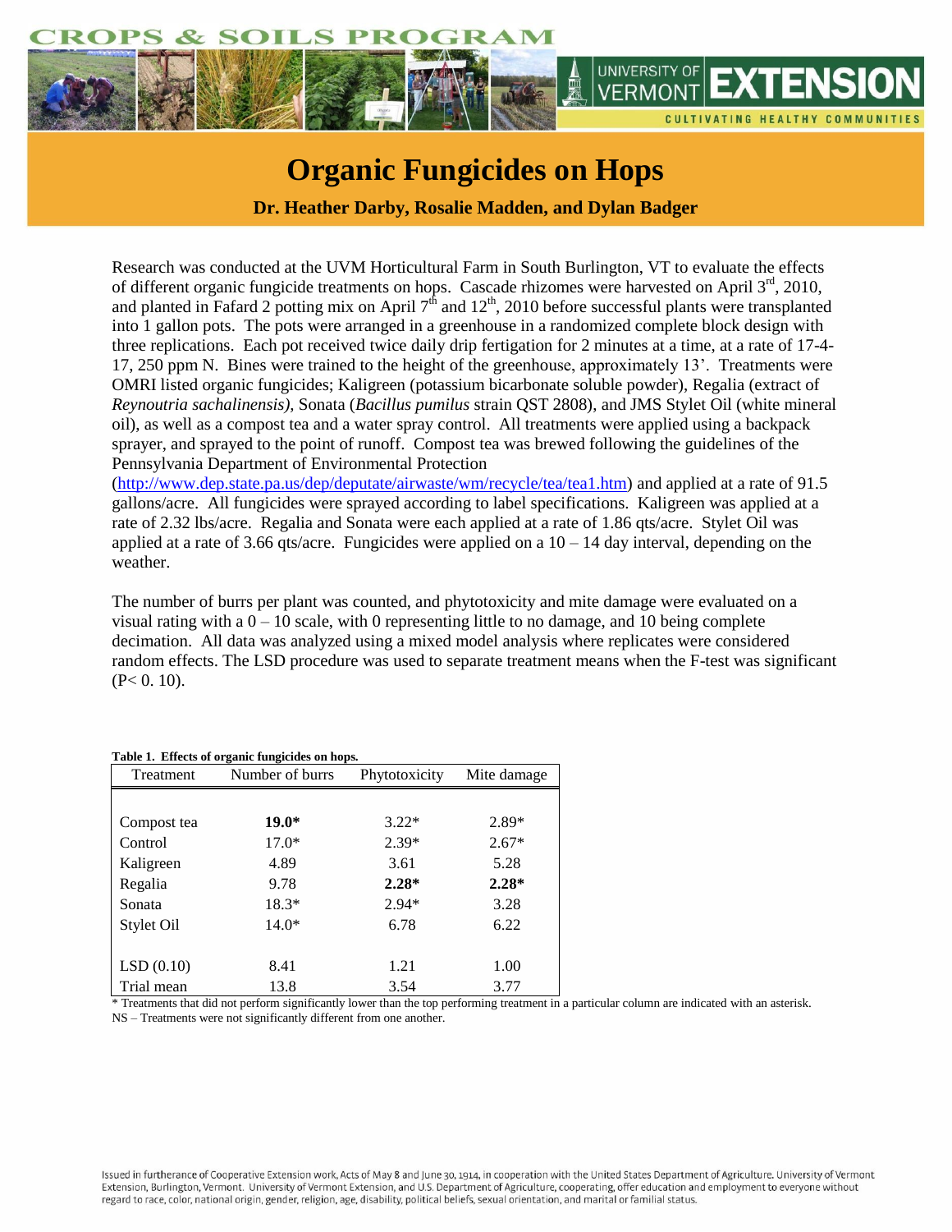# Organic Fungicides on Hops

**Dr. Heather Darby, Rosalie Madden, and Dylan Badger**

Research was conducted at the UVM Horticultural Farm in South Burlington, VT to evaluate the effects of different organic fungicide treatments on hops. Cascade rhizomes were harvested on April 3rd, 2010, and planted in Fafard 2 potting mix on April 7th and 12th, 2010 before successful plants were transplanted into 1 gallon pots. The pots were arranged in a greenhouse in a randomized complete block design with three replications. Each pot received twice daily drip fertigation for 2 minutes at a time, at a rate of 17-4-17, 250 ppm N. Bines were trained to the height of the greenhouse, approximately 13'. Treatments were OMRI listed organic fungicides; Kaligreen (potassium bicarbonate soluble powder), Regalia (extract of *Reynoutria sachalinensis),* Sonata (*Bacillus pumilus* strain QST 2808), and JMS Stylet Oil (white mineral oil), as well as a compost tea and a water spray control. All treatments were applied using a backpack sprayer, and sprayed to the point of runoff. Compost tea was brewed following the guidelines of the Pennsylvania Department of Environmental Protection (http://www.dep.state.pa.us/dep/deputate/airwaste/wm/recycle/tea/tea1.htm) and applied at a rate of 91.5 gallons/acre. All fungicides were sprayed according to label specifications. Kaligreen was applied at a rate of 2.32 lbs/acre. Regalia and Sonata were each applied at a rate of 1.86 qts/acre. Stylet Oil was applied at a rate of 3.66 qts/acre. Fungicides were applied on a 10 – 14 day interval, depending on the weather.

The number of burrs per plant was counted, and phytotoxicity and mite damage were evaluated on a visual rating with a 0 – 10 scale, with 0 representing little to no damage, and 10 being complete decimation. All data was analyzed using a mixed model analysis where replicates were considered random effects. The LSD procedure was used to separate treatment means when the F-test was significant ($P < 0.10$).

**Table 1. Effects of organic fungicides on hops.**

| Treatment | Number of burrs | Phytotoxicity | Mite damage |
|---|---|---|---|
| Compost tea | **19.0*** | 3.22* | 2.89* |
| Control | 17.0* | 2.39* | 2.67* |
| Kaligreen | 4.89 | 3.61 | 5.28 |
| Regalia | 9.78 | **2.28*** | **2.28*** |
| Sonata | 18.3* | 2.94* | 3.28 |
| Stylet Oil | 14.0* | 6.78 | 6.22 |
| LSD (0.10) | 8.41 | 1.21 | 1.00 |
| Trial mean | 13.8 | 3.54 | 3.77 |

\* Treatments that did not perform significantly lower than the top performing treatment in a particular column are indicated with an asterisk.
NS – Treatments were not significantly different from one another.

Issued in furtherance of Cooperative Extension work, Acts of May 8 and June 30, 1914, in cooperation with the United States Department of Agriculture. University of Vermont Extension, Burlington, Vermont. University of Vermont Extension, and U.S. Department of Agriculture, cooperating, offer education and employment to everyone without regard to race, color, national origin, gender, religion, age, disability, political beliefs, sexual orientation, and marital or familial status.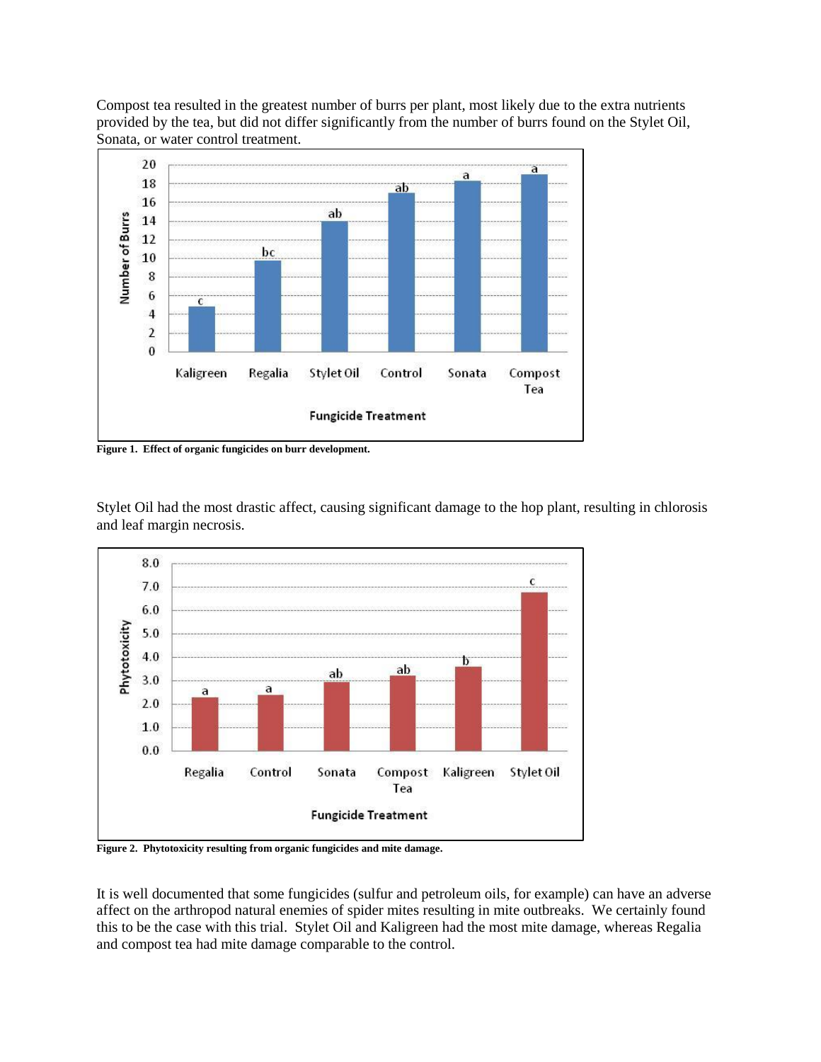Compost tea resulted in the greatest number of burrs per plant, most likely due to the extra nutrients provided by the tea, but did not differ significantly from the number of burrs found on the Stylet Oil, Sonata, or water control treatment.

**Figure 1. Effect of organic fungicides on burr development.**

Stylet Oil had the most drastic affect, causing significant damage to the hop plant, resulting in chlorosis and leaf margin necrosis.

**Figure 2. Phytotoxicity resulting from organic fungicides and mite damage.**

It is well documented that some fungicides (sulfur and petroleum oils, for example) can have an adverse affect on the arthropod natural enemies of spider mites resulting in mite outbreaks. We certainly found this to be the case with this trial. Stylet Oil and Kaligreen had the most mite damage, whereas Regalia and compost tea had mite damage comparable to the control.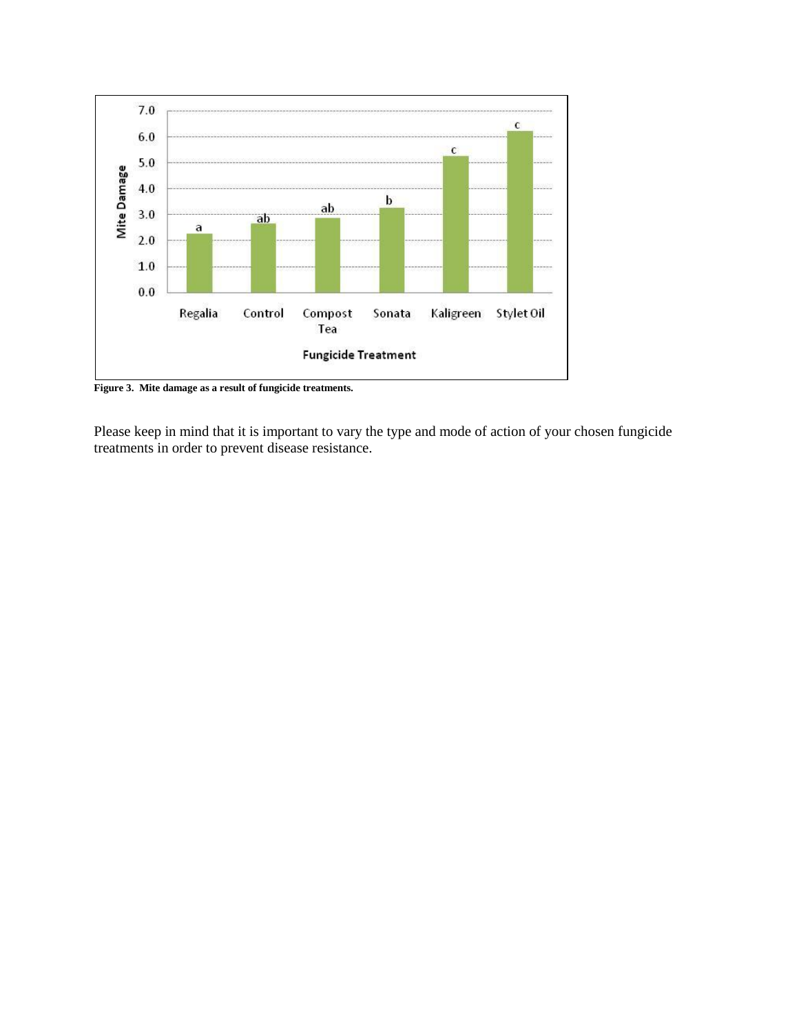7.0
6.0
5.0
4.0
3.0
2.0
1.0
0.0

Mite Damage

a
ab
ab
b
c
c

Regalia
Control
Compost Tea
Sonata
Kaligreen
Stylet Oil

Fungicide Treatment

**Figure 3. Mite damage as a result of fungicide treatments.**

Please keep in mind that it is important to vary the type and mode of action of your chosen fungicide treatments in order to prevent disease resistance.